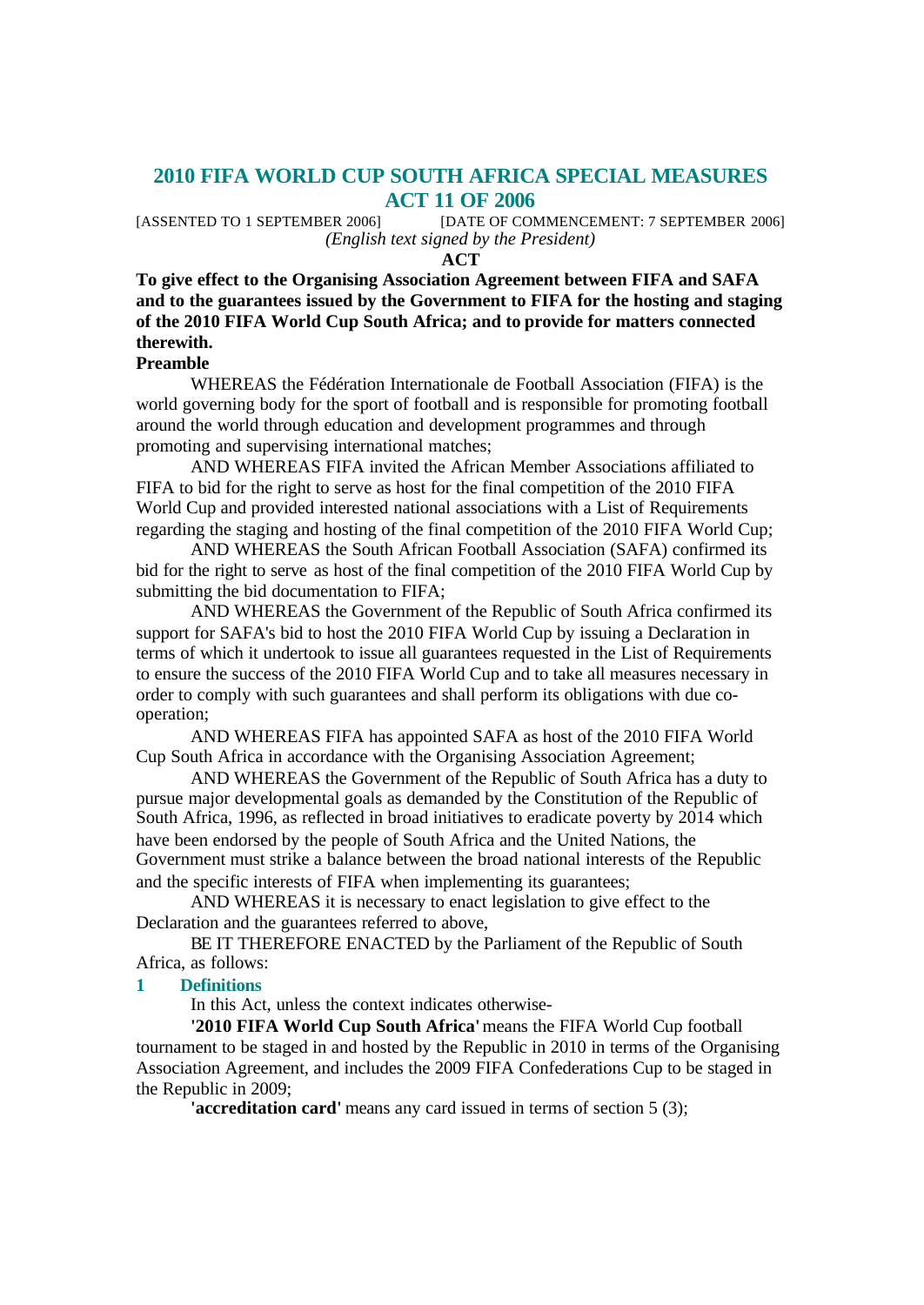# 2010 FIFA WORLD CUP SOUTH AFRICA SPECIAL MEASURES ACT 11 OF 2006

[ASSENTED TO 1 SEPTEMBER 2006] [DATE OF COMMENCEMENT: 7 SEPTEMBER 2006]

*(English text signed by the President)*

**ACT**

**To give effect to the Organising Association Agreement between FIFA and SAFA and to the guarantees issued by the Government to FIFA for the hosting and staging of the 2010 FIFA World Cup South Africa; and to provide for matters connected therewith.**

**Preamble**

WHEREAS the Fédération Internationale de Football Association (FIFA) is the world governing body for the sport of football and is responsible for promoting football around the world through education and development programmes and through promoting and supervising international matches;

AND WHEREAS FIFA invited the African Member Associations affiliated to FIFA to bid for the right to serve as host for the final competition of the 2010 FIFA World Cup and provided interested national associations with a List of Requirements regarding the staging and hosting of the final competition of the 2010 FIFA World Cup;

AND WHEREAS the South African Football Association (SAFA) confirmed its bid for the right to serve as host of the final competition of the 2010 FIFA World Cup by submitting the bid documentation to FIFA;

AND WHEREAS the Government of the Republic of South Africa confirmed its support for SAFA's bid to host the 2010 FIFA World Cup by issuing a Declaration in terms of which it undertook to issue all guarantees requested in the List of Requirements to ensure the success of the 2010 FIFA World Cup and to take all measures necessary in order to comply with such guarantees and shall perform its obligations with due co-operation;

AND WHEREAS FIFA has appointed SAFA as host of the 2010 FIFA World Cup South Africa in accordance with the Organising Association Agreement;

AND WHEREAS the Government of the Republic of South Africa has a duty to pursue major developmental goals as demanded by the Constitution of the Republic of South Africa, 1996, as reflected in broad initiatives to eradicate poverty by 2014 which have been endorsed by the people of South Africa and the United Nations, the Government must strike a balance between the broad national interests of the Republic and the specific interests of FIFA when implementing its guarantees;

AND WHEREAS it is necessary to enact legislation to give effect to the Declaration and the guarantees referred to above,

BE IT THEREFORE ENACTED by the Parliament of the Republic of South Africa, as follows:

## 1 Definitions

In this Act, unless the context indicates otherwise-

**'2010 FIFA World Cup South Africa'** means the FIFA World Cup football tournament to be staged in and hosted by the Republic in 2010 in terms of the Organising Association Agreement, and includes the 2009 FIFA Confederations Cup to be staged in the Republic in 2009;

**'accreditation card'** means any card issued in terms of section 5 (3);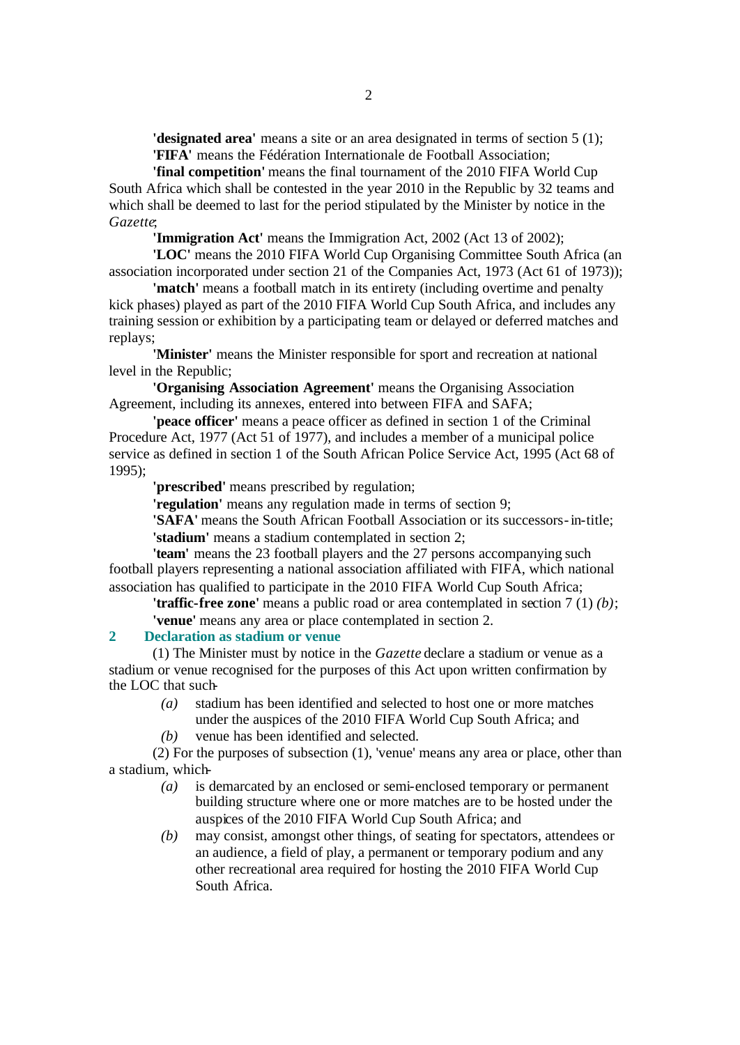**'designated area'** means a site or an area designated in terms of section 5 (1);

**'FIFA'** means the Fédération Internationale de Football Association;

**'final competition'** means the final tournament of the 2010 FIFA World Cup South Africa which shall be contested in the year 2010 in the Republic by 32 teams and which shall be deemed to last for the period stipulated by the Minister by notice in the *Gazette*;

**'Immigration Act'** means the Immigration Act, 2002 (Act 13 of 2002);

**'LOC'** means the 2010 FIFA World Cup Organising Committee South Africa (an association incorporated under section 21 of the Companies Act, 1973 (Act 61 of 1973));

**'match'** means a football match in its entirety (including overtime and penalty kick phases) played as part of the 2010 FIFA World Cup South Africa, and includes any training session or exhibition by a participating team or delayed or deferred matches and replays;

**'Minister'** means the Minister responsible for sport and recreation at national level in the Republic;

**'Organising Association Agreement'** means the Organising Association Agreement, including its annexes, entered into between FIFA and SAFA;

**'peace officer'** means a peace officer as defined in section 1 of the Criminal Procedure Act, 1977 (Act 51 of 1977), and includes a member of a municipal police service as defined in section 1 of the South African Police Service Act, 1995 (Act 68 of 1995);

**'prescribed'** means prescribed by regulation;

**'regulation'** means any regulation made in terms of section 9;

**'SAFA'** means the South African Football Association or its successors-in-title;

**'stadium'** means a stadium contemplated in section 2;

**'team'** means the 23 football players and the 27 persons accompanying such football players representing a national association affiliated with FIFA, which national association has qualified to participate in the 2010 FIFA World Cup South Africa;

**'traffic-free zone'** means a public road or area contemplated in section 7 (1) *(b)*;

**'venue'** means any area or place contemplated in section 2.

## 2 Declaration as stadium or venue

(1) The Minister must by notice in the *Gazette* declare a stadium or venue as a stadium or venue recognised for the purposes of this Act upon written confirmation by the LOC that such-

*(a)* stadium has been identified and selected to host one or more matches under the auspices of the 2010 FIFA World Cup South Africa; and

*(b)* venue has been identified and selected.

(2) For the purposes of subsection (1), 'venue' means any area or place, other than a stadium, which-

*(a)* is demarcated by an enclosed or semi-enclosed temporary or permanent building structure where one or more matches are to be hosted under the auspices of the 2010 FIFA World Cup South Africa; and

*(b)* may consist, amongst other things, of seating for spectators, attendees or an audience, a field of play, a permanent or temporary podium and any other recreational area required for hosting the 2010 FIFA World Cup South Africa.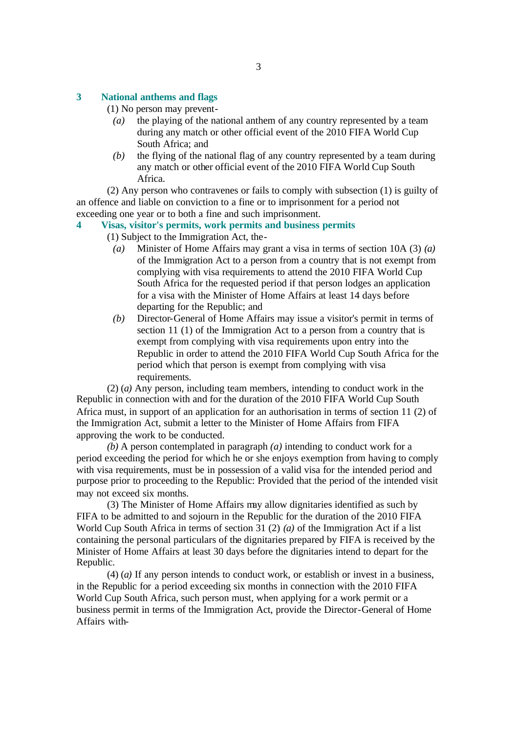### 3 National anthems and flags

(1) No person may prevent-

*(a)* the playing of the national anthem of any country represented by a team during any match or other official event of the 2010 FIFA World Cup South Africa; and

*(b)* the flying of the national flag of any country represented by a team during any match or other official event of the 2010 FIFA World Cup South Africa.

(2) Any person who contravenes or fails to comply with subsection (1) is guilty of an offence and liable on conviction to a fine or to imprisonment for a period not exceeding one year or to both a fine and such imprisonment.

### 4 Visas, visitor's permits, work permits and business permits

(1) Subject to the Immigration Act, the-

*(a)* Minister of Home Affairs may grant a visa in terms of section 10A (3) *(a)* of the Immigration Act to a person from a country that is not exempt from complying with visa requirements to attend the 2010 FIFA World Cup South Africa for the requested period if that person lodges an application for a visa with the Minister of Home Affairs at least 14 days before departing for the Republic; and

*(b)* Director-General of Home Affairs may issue a visitor's permit in terms of section 11 (1) of the Immigration Act to a person from a country that is exempt from complying with visa requirements upon entry into the Republic in order to attend the 2010 FIFA World Cup South Africa for the period which that person is exempt from complying with visa requirements.

(2) *(a)* Any person, including team members, intending to conduct work in the Republic in connection with and for the duration of the 2010 FIFA World Cup South Africa must, in support of an application for an authorisation in terms of section 11 (2) of the Immigration Act, submit a letter to the Minister of Home Affairs from FIFA approving the work to be conducted.

*(b)* A person contemplated in paragraph *(a)* intending to conduct work for a period exceeding the period for which he or she enjoys exemption from having to comply with visa requirements, must be in possession of a valid visa for the intended period and purpose prior to proceeding to the Republic: Provided that the period of the intended visit may not exceed six months.

(3) The Minister of Home Affairs may allow dignitaries identified as such by FIFA to be admitted to and sojourn in the Republic for the duration of the 2010 FIFA World Cup South Africa in terms of section 31 (2) *(a)* of the Immigration Act if a list containing the personal particulars of the dignitaries prepared by FIFA is received by the Minister of Home Affairs at least 30 days before the dignitaries intend to depart for the Republic.

(4) *(a)* If any person intends to conduct work, or establish or invest in a business, in the Republic for a period exceeding six months in connection with the 2010 FIFA World Cup South Africa, such person must, when applying for a work permit or a business permit in terms of the Immigration Act, provide the Director-General of Home Affairs with-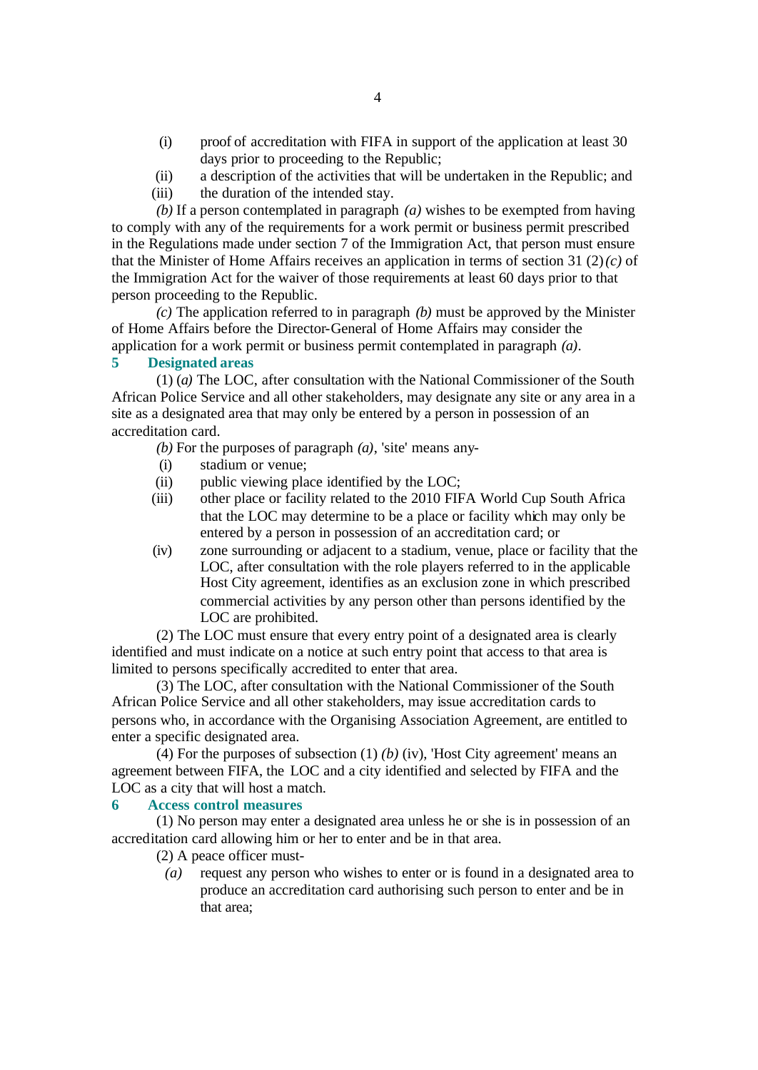(i) proof of accreditation with FIFA in support of the application at least 30 days prior to proceeding to the Republic;

(ii) a description of the activities that will be undertaken in the Republic; and

(iii) the duration of the intended stay.

*(b)* If a person contemplated in paragraph *(a)* wishes to be exempted from having to comply with any of the requirements for a work permit or business permit prescribed in the Regulations made under section 7 of the Immigration Act, that person must ensure that the Minister of Home Affairs receives an application in terms of section 31 (2)*(c)* of the Immigration Act for the waiver of those requirements at least 60 days prior to that person proceeding to the Republic.

*(c)* The application referred to in paragraph *(b)* must be approved by the Minister of Home Affairs before the Director-General of Home Affairs may consider the application for a work permit or business permit contemplated in paragraph *(a)*.

## 5 Designated areas

(1) *(a)* The LOC, after consultation with the National Commissioner of the South African Police Service and all other stakeholders, may designate any site or any area in a site as a designated area that may only be entered by a person in possession of an accreditation card.

*(b)* For the purposes of paragraph *(a)*, 'site' means any-

(i) stadium or venue;

(ii) public viewing place identified by the LOC;

(iii) other place or facility related to the 2010 FIFA World Cup South Africa that the LOC may determine to be a place or facility which may only be entered by a person in possession of an accreditation card; or

(iv) zone surrounding or adjacent to a stadium, venue, place or facility that the LOC, after consultation with the role players referred to in the applicable Host City agreement, identifies as an exclusion zone in which prescribed commercial activities by any person other than persons identified by the LOC are prohibited.

(2) The LOC must ensure that every entry point of a designated area is clearly identified and must indicate on a notice at such entry point that access to that area is limited to persons specifically accredited to enter that area.

(3) The LOC, after consultation with the National Commissioner of the South African Police Service and all other stakeholders, may issue accreditation cards to persons who, in accordance with the Organising Association Agreement, are entitled to enter a specific designated area.

(4) For the purposes of subsection (1) *(b)* (iv), 'Host City agreement' means an agreement between FIFA, the LOC and a city identified and selected by FIFA and the LOC as a city that will host a match.

## 6 Access control measures

(1) No person may enter a designated area unless he or she is in possession of an accreditation card allowing him or her to enter and be in that area.

(2) A peace officer must-

*(a)* request any person who wishes to enter or is found in a designated area to produce an accreditation card authorising such person to enter and be in that area;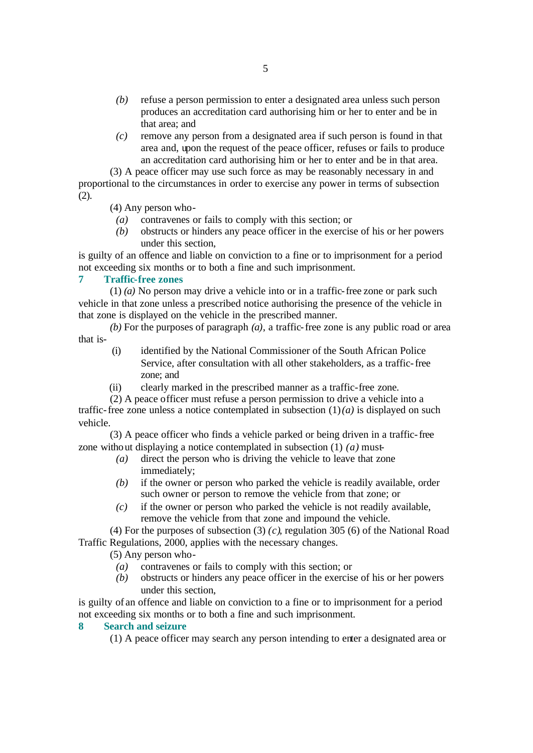*(b)* refuse a person permission to enter a designated area unless such person produces an accreditation card authorising him or her to enter and be in that area; and

*(c)* remove any person from a designated area if such person is found in that area and, upon the request of the peace officer, refuses or fails to produce an accreditation card authorising him or her to enter and be in that area.

(3) A peace officer may use such force as may be reasonably necessary in and proportional to the circumstances in order to exercise any power in terms of subsection (2).

(4) Any person who-

*(a)* contravenes or fails to comply with this section; or

*(b)* obstructs or hinders any peace officer in the exercise of his or her powers under this section,

is guilty of an offence and liable on conviction to a fine or to imprisonment for a period not exceeding six months or to both a fine and such imprisonment.

## 7 Traffic-free zones

(1) *(a)* No person may drive a vehicle into or in a traffic-free zone or park such vehicle in that zone unless a prescribed notice authorising the presence of the vehicle in that zone is displayed on the vehicle in the prescribed manner.

*(b)* For the purposes of paragraph *(a)*, a traffic-free zone is any public road or area that is-

(i) identified by the National Commissioner of the South African Police Service, after consultation with all other stakeholders, as a traffic-free zone; and

(ii) clearly marked in the prescribed manner as a traffic-free zone.

(2) A peace officer must refuse a person permission to drive a vehicle into a traffic-free zone unless a notice contemplated in subsection (1) *(a)* is displayed on such vehicle.

(3) A peace officer who finds a vehicle parked or being driven in a traffic-free zone without displaying a notice contemplated in subsection (1) *(a)* must-

*(a)* direct the person who is driving the vehicle to leave that zone immediately;

*(b)* if the owner or person who parked the vehicle is readily available, order such owner or person to remove the vehicle from that zone; or

*(c)* if the owner or person who parked the vehicle is not readily available, remove the vehicle from that zone and impound the vehicle.

(4) For the purposes of subsection (3) *(c)*, regulation 305 (6) of the National Road Traffic Regulations, 2000, applies with the necessary changes.

(5) Any person who-

*(a)* contravenes or fails to comply with this section; or

*(b)* obstructs or hinders any peace officer in the exercise of his or her powers under this section,

is guilty of an offence and liable on conviction to a fine or to imprisonment for a period not exceeding six months or to both a fine and such imprisonment.

## 8 Search and seizure

(1) A peace officer may search any person intending to enter a designated area or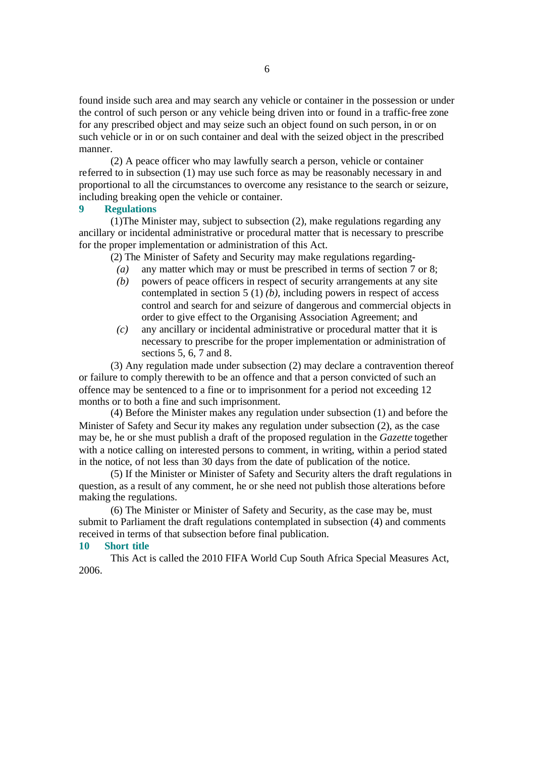found inside such area and may search any vehicle or container in the possession or under the control of such person or any vehicle being driven into or found in a traffic-free zone for any prescribed object and may seize such an object found on such person, in or on such vehicle or in or on such container and deal with the seized object in the prescribed manner.

(2) A peace officer who may lawfully search a person, vehicle or container referred to in subsection (1) may use such force as may be reasonably necessary in and proportional to all the circumstances to overcome any resistance to the search or seizure, including breaking open the vehicle or container.

**9 Regulations**

(1)The Minister may, subject to subsection (2), make regulations regarding any ancillary or incidental administrative or procedural matter that is necessary to prescribe for the proper implementation or administration of this Act.

(2) The Minister of Safety and Security may make regulations regarding-

*(a)* any matter which may or must be prescribed in terms of section 7 or 8;

*(b)* powers of peace officers in respect of security arrangements at any site contemplated in section 5 (1) *(b)*, including powers in respect of access control and search for and seizure of dangerous and commercial objects in order to give effect to the Organising Association Agreement; and

*(c)* any ancillary or incidental administrative or procedural matter that it is necessary to prescribe for the proper implementation or administration of sections 5, 6, 7 and 8.

(3) Any regulation made under subsection (2) may declare a contravention thereof or failure to comply therewith to be an offence and that a person convicted of such an offence may be sentenced to a fine or to imprisonment for a period not exceeding 12 months or to both a fine and such imprisonment.

(4) Before the Minister makes any regulation under subsection (1) and before the Minister of Safety and Security makes any regulation under subsection (2), as the case may be, he or she must publish a draft of the proposed regulation in the *Gazette* together with a notice calling on interested persons to comment, in writing, within a period stated in the notice, of not less than 30 days from the date of publication of the notice.

(5) If the Minister or Minister of Safety and Security alters the draft regulations in question, as a result of any comment, he or she need not publish those alterations before making the regulations.

(6) The Minister or Minister of Safety and Security, as the case may be, must submit to Parliament the draft regulations contemplated in subsection (4) and comments received in terms of that subsection before final publication.

**10 Short title**

This Act is called the 2010 FIFA World Cup South Africa Special Measures Act, 2006.